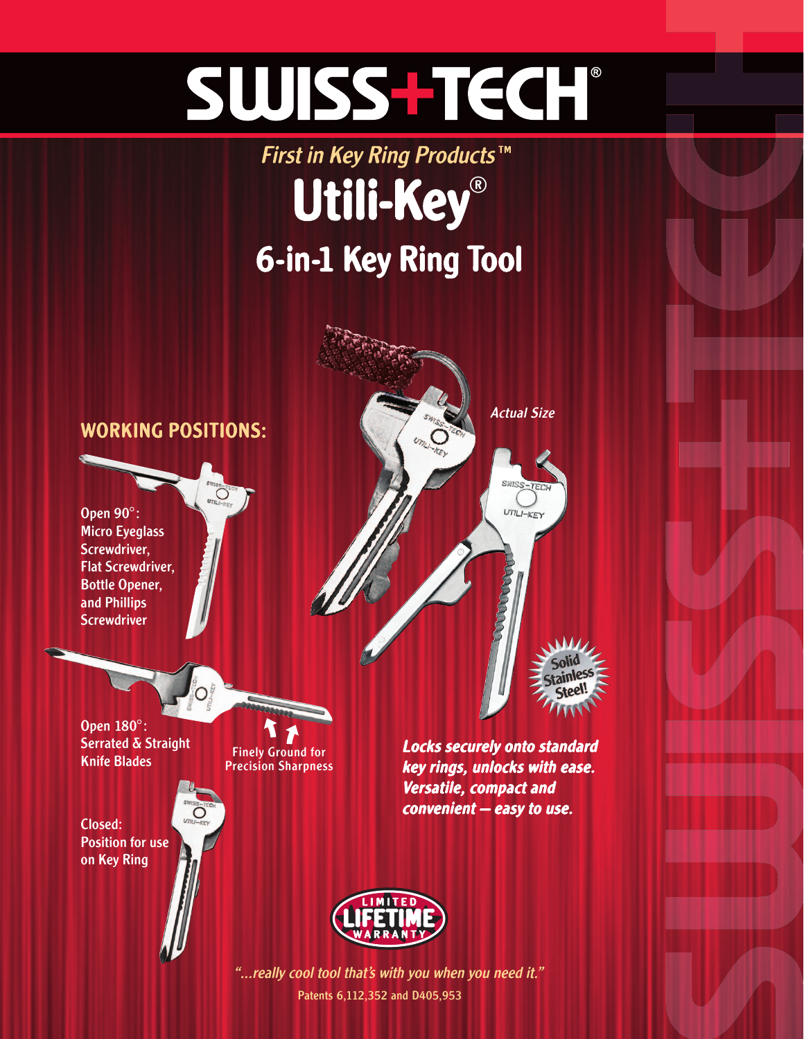# SWISS+TECH®

*First in Key Ring Products™*

## Utili-Key®

## 6-in-1 Key Ring Tool

*Actual Size*

### WORKING POSITIONS:

**Open 90°:**
**Micro Eyeglass Screwdriver, Flat Screwdriver, Bottle Opener, and Phillips Screwdriver**

**Open 180°:**
**Serrated & Straight Knife Blades**

Finely Ground for Precision Sharpness

**Closed:**
**Position for use on Key Ring**

**Solid Stainless Steel!**

***Locks securely onto standard key rings, unlocks with ease. Versatile, compact and convenient — easy to use.***

**LIMITED LIFETIME WARRANTY**

*"...really cool tool that's with you when you need it."*

Patents 6,112,352 and D405,953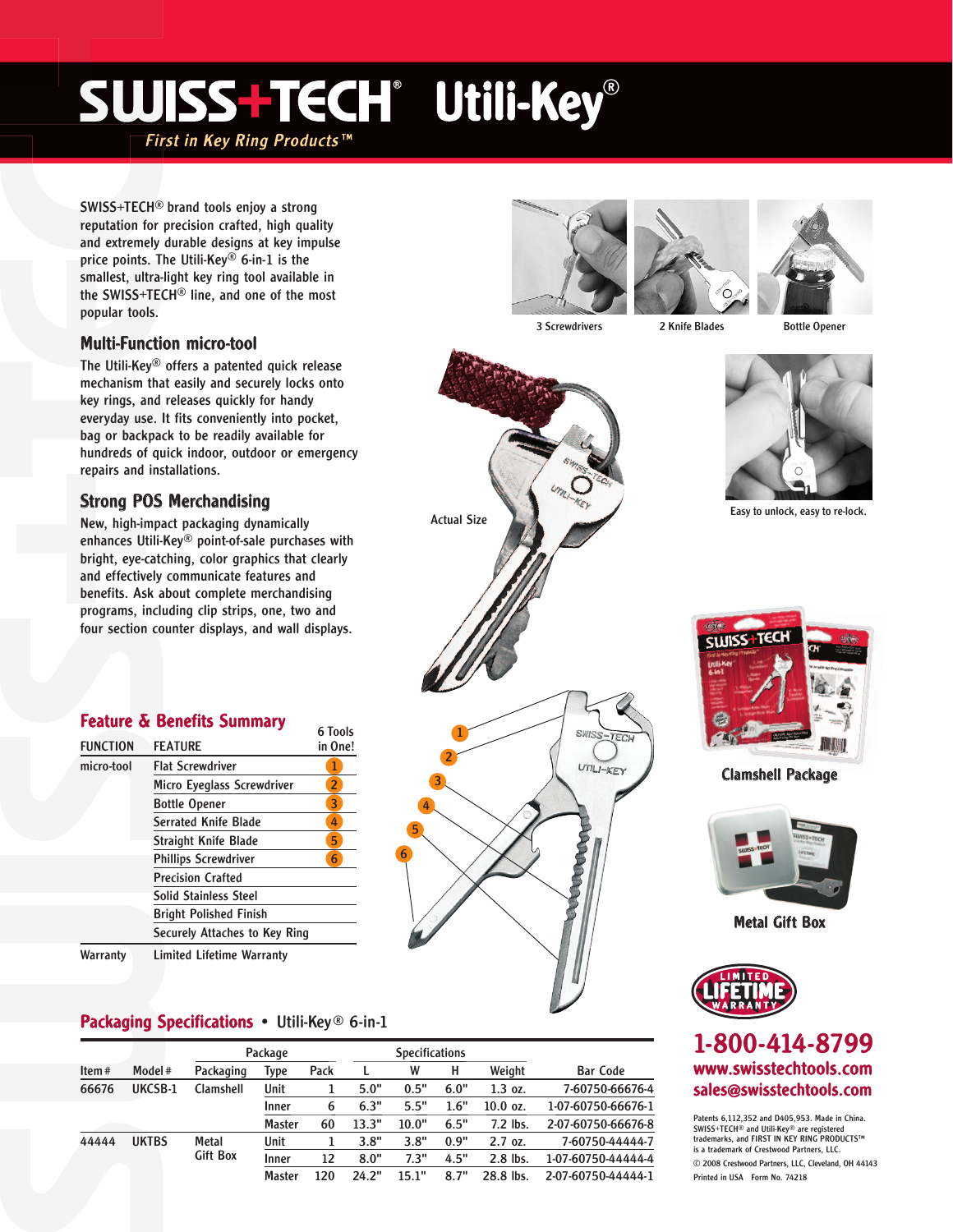# SWISS+TECH® Utili-Key®

*First in Key Ring Products™*

SWISS+TECH® brand tools enjoy a strong reputation for precision crafted, high quality and extremely durable designs at key impulse price points. The Utili-Key® 6-in-1 is the smallest, ultra-light key ring tool available in the SWISS+TECH® line, and one of the most popular tools.

## Multi-Function micro-tool

The Utili-Key® offers a patented quick release mechanism that easily and securely locks onto key rings, and releases quickly for handy everyday use. It fits conveniently into pocket, bag or backpack to be readily available for hundreds of quick indoor, outdoor or emergency repairs and installations.

## Strong POS Merchandising

New, high-impact packaging dynamically enhances Utili-Key® point-of-sale purchases with bright, eye-catching, color graphics that clearly and effectively communicate features and benefits. Ask about complete merchandising programs, including clip strips, one, two and four section counter displays, and wall displays.

3 Screwdrivers

2 Knife Blades

Bottle Opener

Actual Size

Easy to unlock, easy to re-lock.

Clamshell Package

Metal Gift Box

## Feature & Benefits Summary

| FUNCTION | FEATURE | 6 Tools in One! |
|---|---|---|
| micro-tool | Flat Screwdriver | 1 |
| | Micro Eyeglass Screwdriver | 2 |
| | Bottle Opener | 3 |
| | Serrated Knife Blade | 4 |
| | Straight Knife Blade | 5 |
| | Phillips Screwdriver | 6 |
| | Precision Crafted | |
| | Solid Stainless Steel | |
| | Bright Polished Finish | |
| | Securely Attaches to Key Ring | |
| Warranty | Limited Lifetime Warranty | |

LIMITED LIFETIME WARRANTY

**1-800-414-8799**
**www.swisstechtools.com**
**sales@swisstechtools.com**

## Packaging Specifications • Utili-Key® 6-in-1

| | | | Package | | Specifications | | | | |
|---|---|---|---|---|---|---|---|---|---|
| Item # | Model # | Packaging | Type | Pack | L | W | H | Weight | Bar Code |
| 66676 | UKCSB-1 | Clamshell | Unit | 1 | 5.0" | 0.5" | 6.0" | 1.3 oz. | 7-60750-66676-4 |
| | | | Inner | 6 | 6.3" | 5.5" | 1.6" | 10.0 oz. | 1-07-60750-66676-1 |
| | | | Master | 60 | 13.3" | 10.0" | 6.5" | 7.2 lbs. | 2-07-60750-66676-8 |
| 44444 | UKTBS | Metal Gift Box | Unit | 1 | 3.8" | 3.8" | 0.9" | 2.7 oz. | 7-60750-44444-7 |
| | | | Inner | 12 | 8.0" | 7.3" | 4.5" | 2.8 lbs. | 1-07-60750-44444-4 |
| | | | Master | 120 | 24.2" | 15.1" | 8.7" | 28.8 lbs. | 2-07-60750-44444-1 |

Patents 6,112,352 and D405,953. Made in China. SWISS+TECH® and Utili-Key® are registered trademarks, and FIRST IN KEY RING PRODUCTS™ is a trademark of Crestwood Partners, LLC.

© 2008 Crestwood Partners, LLC, Cleveland, OH 44143

Printed in USA Form No. 74218